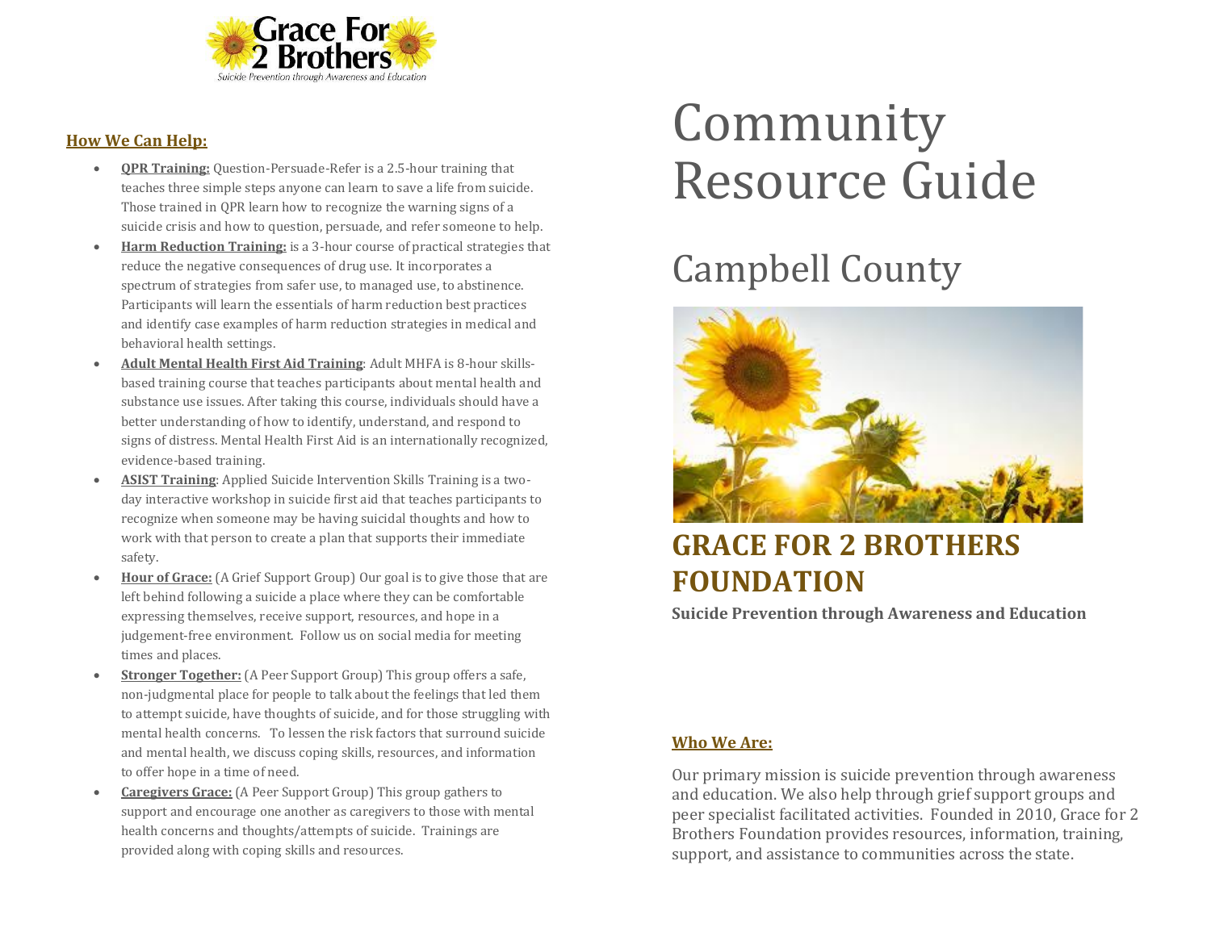Grace For 2 Brothers

*Suicide Prevention through Awareness and Education*

## How We Can Help:

- **QPR Training:** Question-Persuade-Refer is a 2.5-hour training that teaches three simple steps anyone can learn to save a life from suicide. Those trained in QPR learn how to recognize the warning signs of a suicide crisis and how to question, persuade, and refer someone to help.
- **Harm Reduction Training:** is a 3-hour course of practical strategies that reduce the negative consequences of drug use. It incorporates a spectrum of strategies from safer use, to managed use, to abstinence. Participants will learn the essentials of harm reduction best practices and identify case examples of harm reduction strategies in medical and behavioral health settings.
- **Adult Mental Health First Aid Training**: Adult MHFA is 8-hour skills-based training course that teaches participants about mental health and substance use issues. After taking this course, individuals should have a better understanding of how to identify, understand, and respond to signs of distress. Mental Health First Aid is an internationally recognized, evidence-based training.
- **ASIST Training**: Applied Suicide Intervention Skills Training is a two-day interactive workshop in suicide first aid that teaches participants to recognize when someone may be having suicidal thoughts and how to work with that person to create a plan that supports their immediate safety.
- **Hour of Grace:** (A Grief Support Group) Our goal is to give those that are left behind following a suicide a place where they can be comfortable expressing themselves, receive support, resources, and hope in a judgement-free environment. Follow us on social media for meeting times and places.
- **Stronger Together:** (A Peer Support Group) This group offers a safe, non-judgmental place for people to talk about the feelings that led them to attempt suicide, have thoughts of suicide, and for those struggling with mental health concerns. To lessen the risk factors that surround suicide and mental health, we discuss coping skills, resources, and information to offer hope in a time of need.
- **Caregivers Grace:** (A Peer Support Group) This group gathers to support and encourage one another as caregivers to those with mental health concerns and thoughts/attempts of suicide. Trainings are provided along with coping skills and resources.

# Community Resource Guide

# Campbell County

## GRACE FOR 2 BROTHERS FOUNDATION

**Suicide Prevention through Awareness and Education**

## Who We Are:

Our primary mission is suicide prevention through awareness and education. We also help through grief support groups and peer specialist facilitated activities. Founded in 2010, Grace for 2 Brothers Foundation provides resources, information, training, support, and assistance to communities across the state.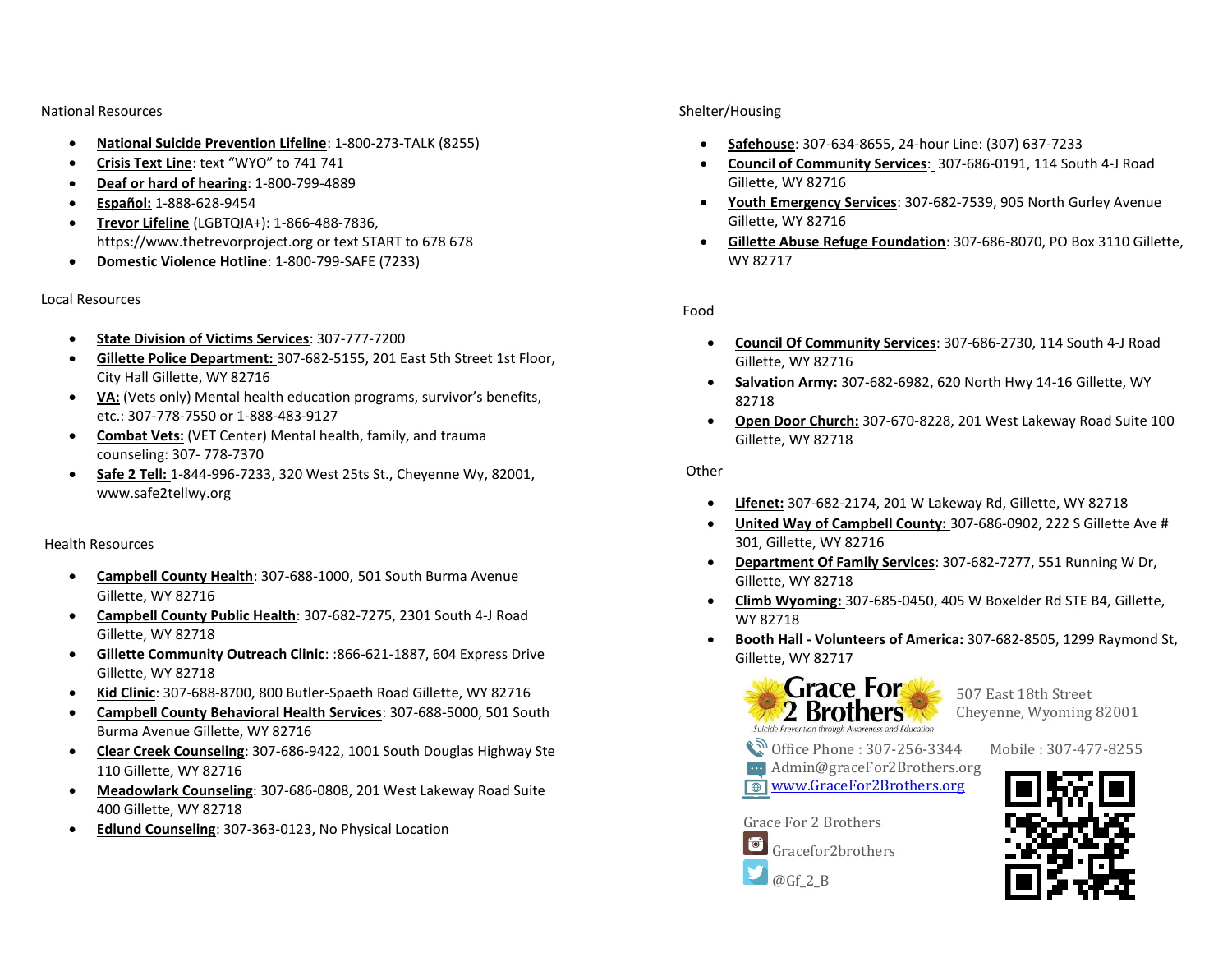National Resources

- **National Suicide Prevention Lifeline**: 1-800-273-TALK (8255)
- **Crisis Text Line**: text "WYO" to 741 741
- **Deaf or hard of hearing**: 1-800-799-4889
- **Español:** 1-888-628-9454
- **Trevor Lifeline** (LGBTQIA+): 1-866-488-7836, https://www.thetrevorproject.org or text START to 678 678
- **Domestic Violence Hotline**: 1-800-799-SAFE (7233)

Local Resources

- **State Division of Victims Services**: 307-777-7200
- **Gillette Police Department:** 307-682-5155, 201 East 5th Street 1st Floor, City Hall Gillette, WY 82716
- **VA:** (Vets only) Mental health education programs, survivor's benefits, etc.: 307-778-7550 or 1-888-483-9127
- **Combat Vets:** (VET Center) Mental health, family, and trauma counseling: 307- 778-7370
- **Safe 2 Tell:** 1-844-996-7233, 320 West 25ts St., Cheyenne Wy, 82001, www.safe2tellwy.org

Health Resources

- **Campbell County Health**: 307-688-1000, 501 South Burma Avenue Gillette, WY 82716
- **Campbell County Public Health**: 307-682-7275, 2301 South 4-J Road Gillette, WY 82718
- **Gillette Community Outreach Clinic**: :866-621-1887, 604 Express Drive Gillette, WY 82718
- **Kid Clinic**: 307-688-8700, 800 Butler-Spaeth Road Gillette, WY 82716
- **Campbell County Behavioral Health Services**: 307-688-5000, 501 South Burma Avenue Gillette, WY 82716
- **Clear Creek Counseling**: 307-686-9422, 1001 South Douglas Highway Ste 110 Gillette, WY 82716
- **Meadowlark Counseling**: 307-686-0808, 201 West Lakeway Road Suite 400 Gillette, WY 82718
- **Edlund Counseling**: 307-363-0123, No Physical Location

Shelter/Housing

- **Safehouse**: 307-634-8655, 24-hour Line: (307) 637-7233
- **Council of Community Services**: 307-686-0191, 114 South 4-J Road Gillette, WY 82716
- **Youth Emergency Services**: 307-682-7539, 905 North Gurley Avenue Gillette, WY 82716
- **Gillette Abuse Refuge Foundation**: 307-686-8070, PO Box 3110 Gillette, WY 82717

Food

- **Council Of Community Services**: 307-686-2730, 114 South 4-J Road Gillette, WY 82716
- **Salvation Army:** 307-682-6982, 620 North Hwy 14-16 Gillette, WY 82718
- **Open Door Church:** 307-670-8228, 201 West Lakeway Road Suite 100 Gillette, WY 82718

Other

- **Lifenet:** 307-682-2174, 201 W Lakeway Rd, Gillette, WY 82718
- **United Way of Campbell County:** 307-686-0902, 222 S Gillette Ave # 301, Gillette, WY 82716
- **Department Of Family Services**: 307-682-7277, 551 Running W Dr, Gillette, WY 82718
- **Climb Wyoming:** 307-685-0450, 405 W Boxelder Rd STE B4, Gillette, WY 82718
- **Booth Hall - Volunteers of America:** 307-682-8505, 1299 Raymond St, Gillette, WY 82717

Grace For 2 Brothers
Suicide Prevention through Awareness and Education

507 East 18th Street
Cheyenne, Wyoming 82001

Office Phone : 307-256-3344 Mobile : 307-477-8255
Admin@graceFor2Brothers.org
www.GraceFor2Brothers.org

Grace For 2 Brothers
Gracefor2brothers
@Gf_2_B